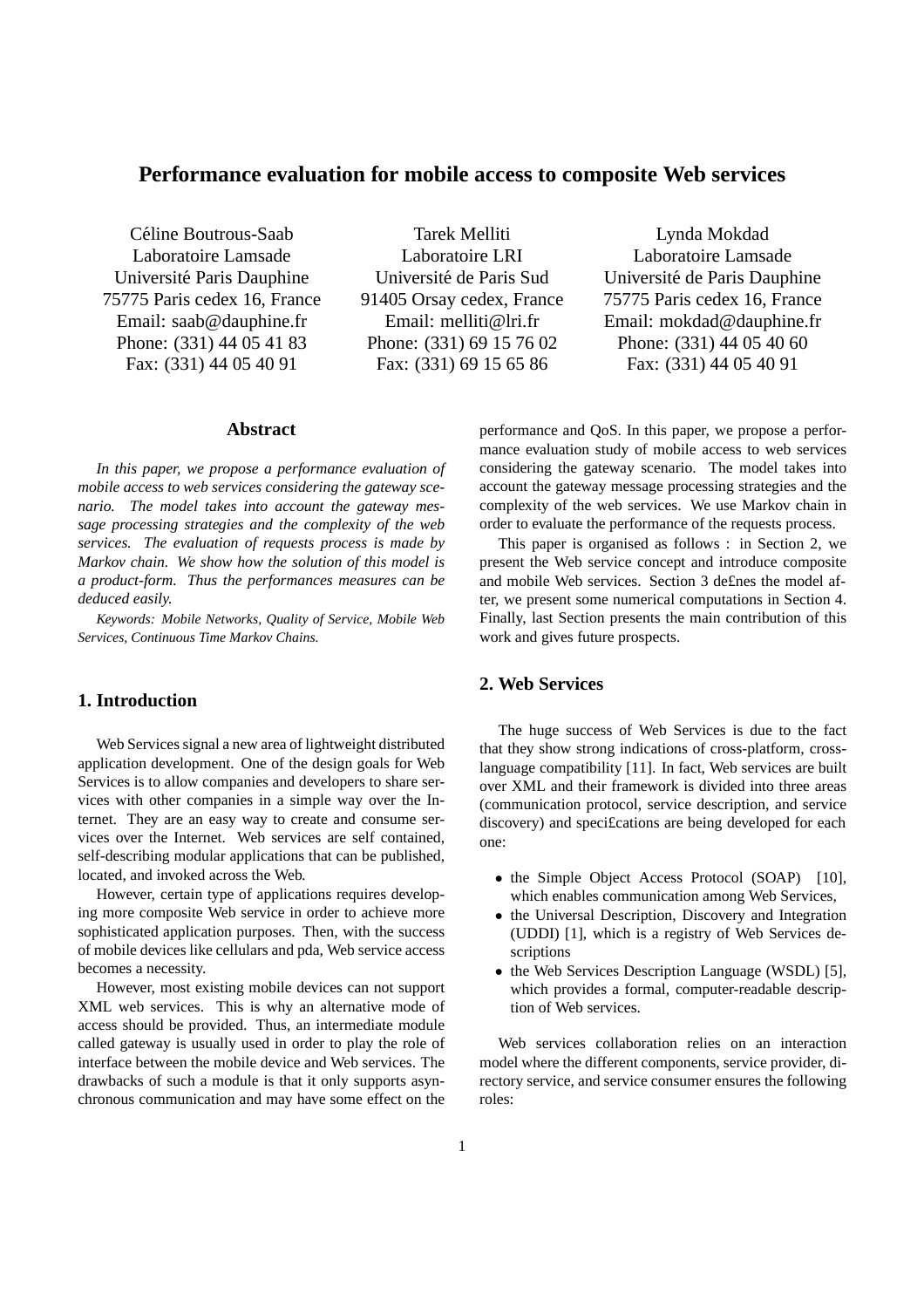# Performance evaluation for mobile access to composite Web services

Céline Boutrous-Saab
Laboratoire Lamsade
Université Paris Dauphine
75775 Paris cedex 16, France
Email: saab@dauphine.fr
Phone: (331) 44 05 41 83
Fax: (331) 44 05 40 91

Tarek Melliti
Laboratoire LRI
Université de Paris Sud
91405 Orsay cedex, France
Email: melliti@lri.fr
Phone: (331) 69 15 76 02
Fax: (331) 69 15 65 86

Lynda Mokdad
Laboratoire Lamsade
Université de Paris Dauphine
75775 Paris cedex 16, France
Email: mokdad@dauphine.fr
Phone: (331) 44 05 40 60
Fax: (331) 44 05 40 91

## Abstract

*In this paper, we propose a performance evaluation of mobile access to web services considering the gateway scenario. The model takes into account the gateway message processing strategies and the complexity of the web services. The evaluation of requests process is made by Markov chain. We show how the solution of this model is a product-form. Thus the performances measures can be deduced easily.*

*Keywords: Mobile Networks, Quality of Service, Mobile Web Services, Continuous Time Markov Chains.*

## 1. Introduction

Web Services signal a new area of lightweight distributed application development. One of the design goals for Web Services is to allow companies and developers to share services with other companies in a simple way over the Internet. They are an easy way to create and consume services over the Internet. Web services are self contained, self-describing modular applications that can be published, located, and invoked across the Web.

However, certain type of applications requires developing more composite Web service in order to achieve more sophisticated application purposes. Then, with the success of mobile devices like cellulars and pda, Web service access becomes a necessity.

However, most existing mobile devices can not support XML web services. This is why an alternative mode of access should be provided. Thus, an intermediate module called gateway is usually used in order to play the role of interface between the mobile device and Web services. The drawbacks of such a module is that it only supports asynchronous communication and may have some effect on the performance and QoS. In this paper, we propose a performance evaluation study of mobile access to web services considering the gateway scenario. The model takes into account the gateway message processing strategies and the complexity of the web services. We use Markov chain in order to evaluate the performance of the requests process.

This paper is organised as follows : in Section 2, we present the Web service concept and introduce composite and mobile Web services. Section 3 defines the model after, we present some numerical computations in Section 4. Finally, last Section presents the main contribution of this work and gives future prospects.

## 2. Web Services

The huge success of Web Services is due to the fact that they show strong indications of cross-platform, cross-language compatibility [11]. In fact, Web services are built over XML and their framework is divided into three areas (communication protocol, service description, and service discovery) and specifications are being developed for each one:

- the Simple Object Access Protocol (SOAP) [10], which enables communication among Web Services,
- the Universal Description, Discovery and Integration (UDDI) [1], which is a registry of Web Services descriptions
- the Web Services Description Language (WSDL) [5], which provides a formal, computer-readable description of Web services.

Web services collaboration relies on an interaction model where the different components, service provider, directory service, and service consumer ensures the following roles: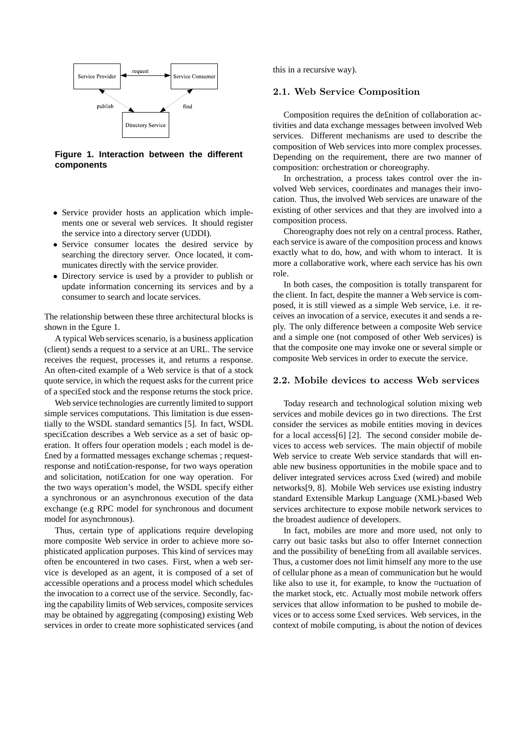Figure 1. Interaction between the different components

- Service provider hosts an application which implements one or several web services. It should register the service into a directory server (UDDI).
- Service consumer locates the desired service by searching the directory server. Once located, it communicates directly with the service provider.
- Directory service is used by a provider to publish or update information concerning its services and by a consumer to search and locate services.

The relationship between these three architectural blocks is shown in the £gure 1.

A typical Web services scenario, is a business application (client) sends a request to a service at an URL. The service receives the request, processes it, and returns a response. An often-cited example of a Web service is that of a stock quote service, in which the request asks for the current price of a speci£ed stock and the response returns the stock price.

Web service technologies are currently limited to support simple services computations. This limitation is due essentially to the WSDL standard semantics [5]. In fact, WSDL speci£cation describes a Web service as a set of basic operation. It offers four operation models ; each model is de£ned by a formatted messages exchange schemas ; request-response and noti£cation-response, for two ways operation and solicitation, noti£cation for one way operation. For the two ways operation's model, the WSDL specify either a synchronous or an asynchronous execution of the data exchange (e.g RPC model for synchronous and document model for asynchronous).

Thus, certain type of applications require developing more composite Web service in order to achieve more sophisticated application purposes. This kind of services may often be encountered in two cases. First, when a web service is developed as an agent, it is composed of a set of accessible operations and a process model which schedules the invocation to a correct use of the service. Secondly, facing the capability limits of Web services, composite services may be obtained by aggregating (composing) existing Web services in order to create more sophisticated services (and this in a recursive way).

## 2.1. Web Service Composition

Composition requires the de£nition of collaboration activities and data exchange messages between involved Web services. Different mechanisms are used to describe the composition of Web services into more complex processes. Depending on the requirement, there are two manner of composition: orchestration or choreography.

In orchestration, a process takes control over the involved Web services, coordinates and manages their invocation. Thus, the involved Web services are unaware of the existing of other services and that they are involved into a composition process.

Choreography does not rely on a central process. Rather, each service is aware of the composition process and knows exactly what to do, how, and with whom to interact. It is more a collaborative work, where each service has his own role.

In both cases, the composition is totally transparent for the client. In fact, despite the manner a Web service is composed, it is still viewed as a simple Web service, i.e. it receives an invocation of a service, executes it and sends a reply. The only difference between a composite Web service and a simple one (not composed of other Web services) is that the composite one may invoke one or several simple or composite Web services in order to execute the service.

## 2.2. Mobile devices to access Web services

Today research and technological solution mixing web services and mobile devices go in two directions. The £rst consider the services as mobile entities moving in devices for a local access[6] [2]. The second consider mobile devices to access web services. The main objectif of mobile Web service to create Web service standards that will enable new business opportunities in the mobile space and to deliver integrated services across £xed (wired) and mobile networks[9, 8]. Mobile Web services use existing industry standard Extensible Markup Language (XML)-based Web services architecture to expose mobile network services to the broadest audience of developers.

In fact, mobiles are more and more used, not only to carry out basic tasks but also to offer Internet connection and the possibility of bene£ting from all available services. Thus, a customer does not limit himself any more to the use of cellular phone as a mean of communication but he would like also to use it, for example, to know the ¤uctuation of the market stock, etc. Actually most mobile network offers services that allow information to be pushed to mobile devices or to access some £xed services. Web services, in the context of mobile computing, is about the notion of devices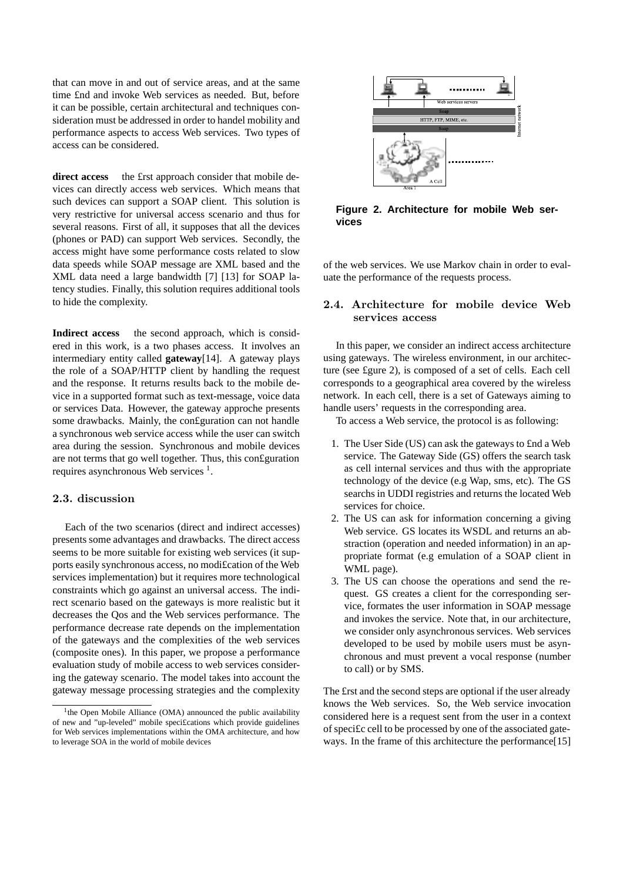that can move in and out of service areas, and at the same time £nd and invoke Web services as needed. But, before it can be possible, certain architectural and techniques consideration must be addressed in order to handel mobility and performance aspects to access Web services. Two types of access can be considered.

**direct access** the £rst approach consider that mobile devices can directly access web services. Which means that such devices can support a SOAP client. This solution is very restrictive for universal access scenario and thus for several reasons. First of all, it supposes that all the devices (phones or PAD) can support Web services. Secondly, the access might have some performance costs related to slow data speeds while SOAP message are XML based and the XML data need a large bandwidth [7] [13] for SOAP latency studies. Finally, this solution requires additional tools to hide the complexity.

**Indirect access** the second approach, which is considered in this work, is a two phases access. It involves an intermediary entity called **gateway**[14]. A gateway plays the role of a SOAP/HTTP client by handling the request and the response. It returns results back to the mobile device in a supported format such as text-message, voice data or services Data. However, the gateway approche presents some drawbacks. Mainly, the con£guration can not handle a synchronous web service access while the user can switch area during the session. Synchronous and mobile devices are not terms that go well together. Thus, this con£guration requires asynchronous Web services [1].

### 2.3. discussion

Each of the two scenarios (direct and indirect accesses) presents some advantages and drawbacks. The direct access seems to be more suitable for existing web services (it supports easily synchronous access, no modi£cation of the Web services implementation) but it requires more technological constraints which go against an universal access. The indirect scenario based on the gateways is more realistic but it decreases the Qos and the Web services performance. The performance decrease rate depends on the implementation of the gateways and the complexities of the web services (composite ones). In this paper, we propose a performance evaluation study of mobile access to web services considering the gateway scenario. The model takes into account the gateway message processing strategies and the complexity of the web services. We use Markov chain in order to evaluate the performance of the requests process.

[1] the Open Mobile Alliance (OMA) announced the public availability of new and "up-leveled" mobile speci£cations which provide guidelines for Web services implementations within the OMA architecture, and how to leverage SOA in the world of mobile devices

Web services servers

Soap

HTTP, FTP, MIME, etc.

Soap

Internet network

A Cell

Area 1

**Figure 2. Architecture for mobile Web services**

### 2.4. Architecture for mobile device Web services access

In this paper, we consider an indirect access architecture using gateways. The wireless environment, in our architecture (see £gure 2), is composed of a set of cells. Each cell corresponds to a geographical area covered by the wireless network. In each cell, there is a set of Gateways aiming to handle users' requests in the corresponding area.

To access a Web service, the protocol is as following:

1. The User Side (US) can ask the gateways to £nd a Web service. The Gateway Side (GS) offers the search task as cell internal services and thus with the appropriate technology of the device (e.g Wap, sms, etc). The GS searchs in UDDI registries and returns the located Web services for choice.
2. The US can ask for information concerning a giving Web service. GS locates its WSDL and returns an abstraction (operation and needed information) in an appropriate format (e.g emulation of a SOAP client in WML page).
3. The US can choose the operations and send the request. GS creates a client for the corresponding service, formates the user information in SOAP message and invokes the service. Note that, in our architecture, we consider only asynchronous services. Web services developed to be used by mobile users must be asynchronous and must prevent a vocal response (number to call) or by SMS.

The £rst and the second steps are optional if the user already knows the Web services. So, the Web service invocation considered here is a request sent from the user in a context of speci£c cell to be processed by one of the associated gateways. In the frame of this architecture the performance[15]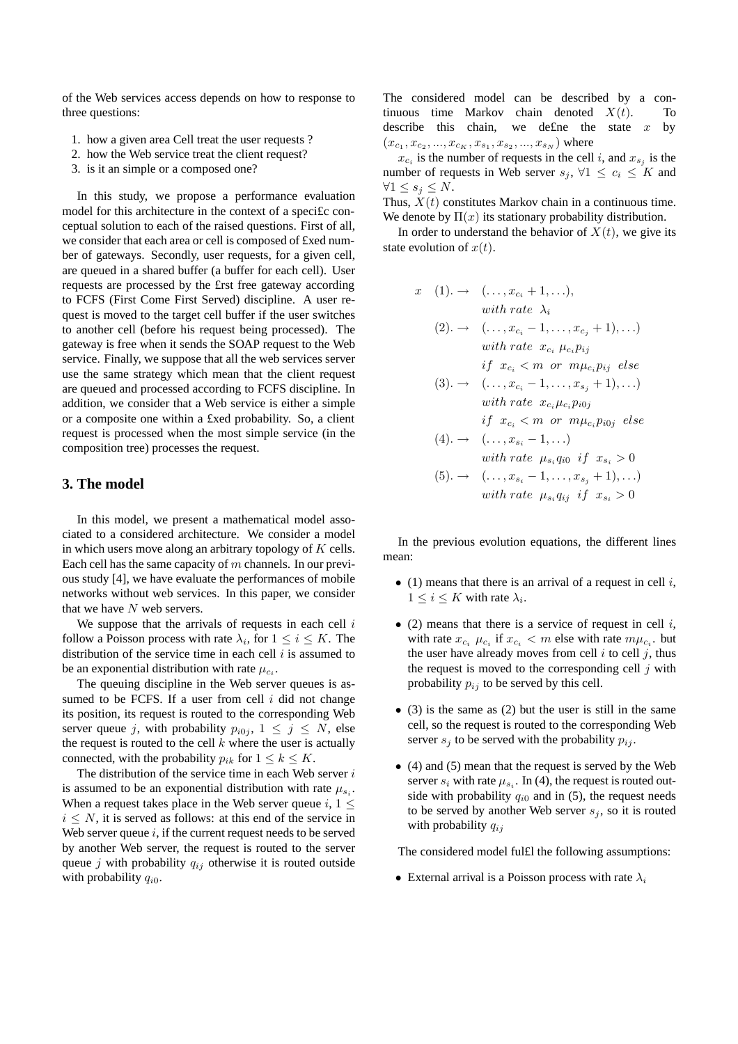of the Web services access depends on how to response to three questions:

1. how a given area Cell treat the user requests ?
2. how the Web service treat the client request?
3. is it an simple or a composed one?

In this study, we propose a performance evaluation model for this architecture in the context of a speci£c conceptual solution to each of the raised questions. First of all, we consider that each area or cell is composed of £xed number of gateways. Secondly, user requests, for a given cell, are queued in a shared buffer (a buffer for each cell). User requests are processed by the £rst free gateway according to FCFS (First Come First Served) discipline. A user request is moved to the target cell buffer if the user switches to another cell (before his request being processed). The gateway is free when it sends the SOAP request to the Web service. Finally, we suppose that all the web services server use the same strategy which mean that the client request are queued and processed according to FCFS discipline. In addition, we consider that a Web service is either a simple or a composite one within a £xed probability. So, a client request is processed when the most simple service (in the composition tree) processes the request.

## 3. The model

In this model, we present a mathematical model associated to a considered architecture. We consider a model in which users move along an arbitrary topology of $K$ cells. Each cell has the same capacity of $m$ channels. In our previous study [4], we have evaluate the performances of mobile networks without web services. In this paper, we consider that we have $N$ web servers.

We suppose that the arrivals of requests in each cell $i$ follow a Poisson process with rate $\lambda_i$, for $1 \leq i \leq K$. The distribution of the service time in each cell $i$ is assumed to be an exponential distribution with rate $\mu_{c_i}$.

The queuing discipline in the Web server queues is assumed to be FCFS. If a user from cell $i$ did not change its position, its request is routed to the corresponding Web server queue $j$, with probability $p_{i0j}$, $1 \leq j \leq N$, else the request is routed to the cell $k$ where the user is actually connected, with the probability $p_{ik}$ for $1 \leq k \leq K$.

The distribution of the service time in each Web server $i$ is assumed to be an exponential distribution with rate $\mu_{s_i}$. When a request takes place in the Web server queue $i$, $1 \leq i \leq N$, it is served as follows: at this end of the service in Web server queue $i$, if the current request needs to be served by another Web server, the request is routed to the server queue $j$ with probability $q_{ij}$ otherwise it is routed outside with probability $q_{i0}$.

The considered model can be described by a continuous time Markov chain denoted $X(t)$. To describe this chain, we de£ne the state $x$ by $(x_{c_1}, x_{c_2}, ..., x_{c_K}, x_{s_1}, x_{s_2}, ..., x_{s_N})$ where

$x_{c_i}$ is the number of requests in the cell $i$, and $x_{s_j}$ is the number of requests in Web server $s_j$, $\forall 1 \leq c_i \leq K$ and $\forall 1 \leq s_j \leq N$.

Thus, $X(t)$ constitutes Markov chain in a continuous time. We denote by $\Pi(x)$ its stationary probability distribution.

In order to understand the behavior of $X(t)$, we give its state evolution of $x(t)$.

$$
\begin{aligned}
x \quad (1). \rightarrow \quad & (\ldots, x_{c_i}+1, \ldots), \\
& with\ rate\ \ \lambda_i \\
(2). \rightarrow \quad & (\ldots, x_{c_i}-1, \ldots, x_{c_j}+1), \ldots) \\
& with\ rate\ \ x_{c_i}\ \mu_{c_i} p_{ij} \\
& if\ \ x_{c_i} < m\ \ or\ \ m\mu_{c_i} p_{ij}\ \ else \\
(3). \rightarrow \quad & (\ldots, x_{c_i}-1, \ldots, x_{s_j}+1), \ldots) \\
& with\ rate\ \ x_{c_i} \mu_{c_i} p_{i0j} \\
& if\ \ x_{c_i} < m\ \ or\ \ m\mu_{c_i} p_{i0j}\ \ else \\
(4). \rightarrow \quad & (\ldots, x_{s_i}-1, \ldots) \\
& with\ rate\ \ \mu_{s_i} q_{i0}\ \ if\ \ x_{s_i} > 0 \\
(5). \rightarrow \quad & (\ldots, x_{s_i}-1, \ldots, x_{s_j}+1), \ldots) \\
& with\ rate\ \ \mu_{s_i} q_{ij}\ \ if\ \ x_{s_i} > 0
\end{aligned}
$$

In the previous evolution equations, the different lines mean:

- (1) means that there is an arrival of a request in cell $i$, $1 \leq i \leq K$ with rate $\lambda_i$.
- (2) means that there is a service of request in cell $i$, with rate $x_{c_i}\ \mu_{c_i}$ if $x_{c_i} < m$ else with rate $m\mu_{c_i}$. but the user have already moves from cell $i$ to cell $j$, thus the request is moved to the corresponding cell $j$ with probability $p_{ij}$ to be served by this cell.
- (3) is the same as (2) but the user is still in the same cell, so the request is routed to the corresponding Web server $s_j$ to be served with the probability $p_{ij}$.
- (4) and (5) mean that the request is served by the Web server $s_i$ with rate $\mu_{s_i}$. In (4), the request is routed outside with probability $q_{i0}$ and in (5), the request needs to be served by another Web server $s_j$, so it is routed with probability $q_{ij}$

The considered model ful£l the following assumptions:

- External arrival is a Poisson process with rate $\lambda_i$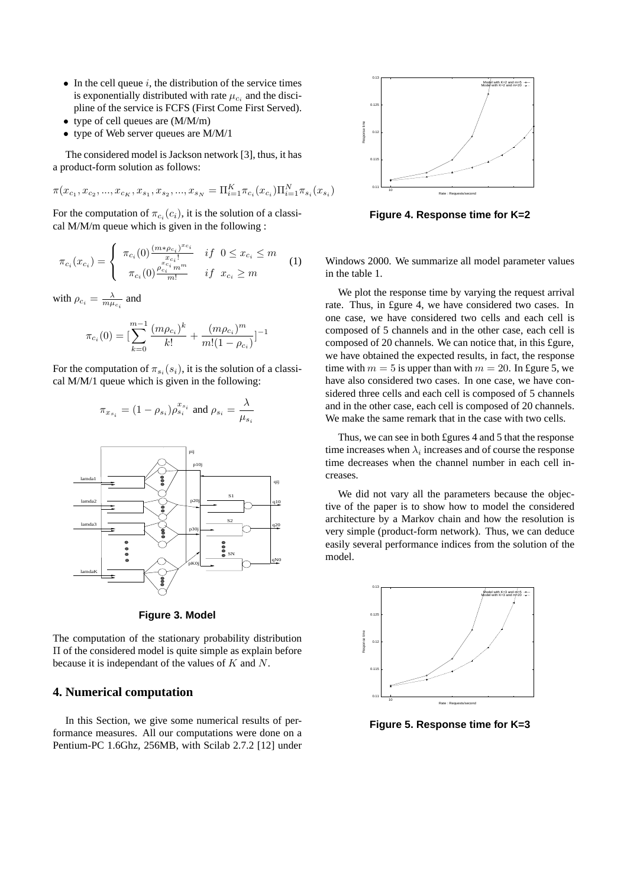- In the cell queue $i$, the distribution of the service times is exponentially distributed with rate $\mu_{c_i}$ and the discipline of the service is FCFS (First Come First Served).
- type of cell queues are (M/M/m)
- type of Web server queues are M/M/1

The considered model is Jackson network [3], thus, it has a product-form solution as follows:

$$\pi(x_{c_1}, x_{c_2}, ..., x_{c_K}, x_{s_1}, x_{s_2}, ..., x_{s_N} = \Pi_{i=1}^{K} \pi_{c_i}(x_{c_i}) \Pi_{i=1}^{N} \pi_{s_i}(x_{s_i})$$

For the computation of $\pi_{c_i}(c_i)$, it is the solution of a classical M/M/m queue which is given in the following :

$$\pi_{c_i}(x_{c_i}) = \begin{cases} \pi_{c_i}(0) \frac{(m*\rho_{c_i})^{x_{c_i}}}{x_{c_i}!} & if \;\; 0 \leq x_{c_i} \leq m \\ \pi_{c_i}(0) \frac{\rho_{c_i}^{x_{c_i}} m^m}{m!} & if \;\; x_{c_i} \geq m \end{cases} \quad (1)$$

with $\rho_{c_i} = \frac{\lambda}{m\mu_{c_i}}$ and

$$\pi_{c_i}(0) = [\sum_{k=0}^{m-1} \frac{(m\rho_{c_i})^k}{k!} + \frac{(m\rho_{c_i})^m}{m!(1-\rho_{c_i})}]^{-1}$$

For the computation of $\pi_{s_i}(s_i)$, it is the solution of a classical M/M/1 queue which is given in the following:

$$\pi_{x_{s_i}} = (1-\rho_{s_i})\rho_{s_i}^{x_{s_i}} \text{ and } \rho_{s_i} = \frac{\lambda}{\mu_{s_i}}$$

**Figure 3. Model**

The computation of the stationary probability distribution $\Pi$ of the considered model is quite simple as explain before because it is independant of the values of $K$ and $N$.

## 4. Numerical computation

In this Section, we give some numerical results of performance measures. All our computations were done on a Pentium-PC 1.6Ghz, 256MB, with Scilab 2.7.2 [12] under

**Figure 4. Response time for K=2**

Windows 2000. We summarize all model parameter values in the table 1.

We plot the response time by varying the request arrival rate. Thus, in figure 4, we have considered two cases. In one case, we have considered two cells and each cell is composed of 5 channels and in the other case, each cell is composed of 20 channels. We can notice that, in this figure, we have obtained the expected results, in fact, the response time with $m = 5$ is upper than with $m = 20$. In figure 5, we have also considered two cases. In one case, we have considered three cells and each cell is composed of 5 channels and in the other case, each cell is composed of 20 channels. We make the same remark that in the case with two cells.

Thus, we can see in both figures 4 and 5 that the response time increases when $\lambda_i$ increases and of course the response time decreases when the channel number in each cell increases.

We did not vary all the parameters because the objective of the paper is to show how to model the considered architecture by a Markov chain and how the resolution is very simple (product-form network). Thus, we can deduce easily several performance indices from the solution of the model.

**Figure 5. Response time for K=3**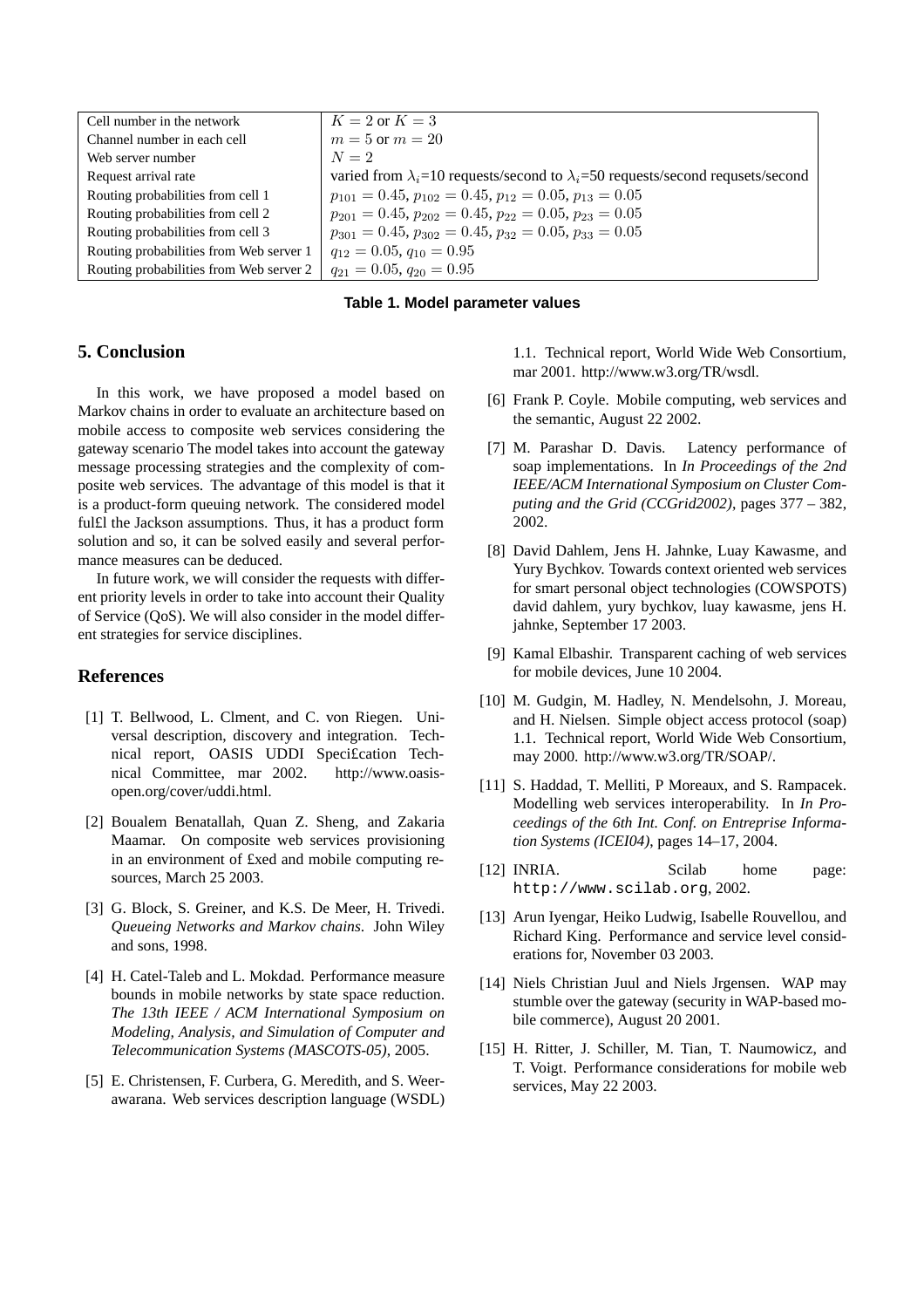| | |
|---|---|
| Cell number in the network | $K = 2$ or $K = 3$ |
| Channel number in each cell | $m = 5$ or $m = 20$ |
| Web server number | $N = 2$ |
| Request arrival rate | varied from $\lambda_i$=10 requests/second to $\lambda_i$=50 requests/second requsets/second |
| Routing probabilities from cell 1 | $p_{101} = 0.45$, $p_{102} = 0.45$, $p_{12} = 0.05$, $p_{13} = 0.05$ |
| Routing probabilities from cell 2 | $p_{201} = 0.45$, $p_{202} = 0.45$, $p_{22} = 0.05$, $p_{23} = 0.05$ |
| Routing probabilities from cell 3 | $p_{301} = 0.45$, $p_{302} = 0.45$, $p_{32} = 0.05$, $p_{33} = 0.05$ |
| Routing probabilities from Web server 1 | $q_{12} = 0.05$, $q_{10} = 0.95$ |
| Routing probabilities from Web server 2 | $q_{21} = 0.05$, $q_{20} = 0.95$ |

**Table 1. Model parameter values**

## 5. Conclusion

In this work, we have proposed a model based on Markov chains in order to evaluate an architecture based on mobile access to composite web services considering the gateway scenario The model takes into account the gateway message processing strategies and the complexity of composite web services. The advantage of this model is that it is a product-form queuing network. The considered model ful£l the Jackson assumptions. Thus, it has a product form solution and so, it can be solved easily and several performance measures can be deduced.

In future work, we will consider the requests with different priority levels in order to take into account their Quality of Service (QoS). We will also consider in the model different strategies for service disciplines.

## References

[1] T. Bellwood, L. Clment, and C. von Riegen. Universal description, discovery and integration. Technical report, OASIS UDDI Speci£cation Technical Committee, mar 2002. http://www.oasis-open.org/cover/uddi.html.

[2] Boualem Benatallah, Quan Z. Sheng, and Zakaria Maamar. On composite web services provisioning in an environment of £xed and mobile computing resources, March 25 2003.

[3] G. Block, S. Greiner, and K.S. De Meer, H. Trivedi. *Queueing Networks and Markov chains*. John Wiley and sons, 1998.

[4] H. Catel-Taleb and L. Mokdad. Performance measure bounds in mobile networks by state space reduction. *The 13th IEEE / ACM International Symposium on Modeling, Analysis, and Simulation of Computer and Telecommunication Systems (MASCOTS-05)*, 2005.

[5] E. Christensen, F. Curbera, G. Meredith, and S. Weerawarana. Web services description language (WSDL) 1.1. Technical report, World Wide Web Consortium, mar 2001. http://www.w3.org/TR/wsdl.

[6] Frank P. Coyle. Mobile computing, web services and the semantic, August 22 2002.

[7] M. Parashar D. Davis. Latency performance of soap implementations. In *In Proceedings of the 2nd IEEE/ACM International Symposium on Cluster Computing and the Grid (CCGrid2002)*, pages 377 – 382, 2002.

[8] David Dahlem, Jens H. Jahnke, Luay Kawasme, and Yury Bychkov. Towards context oriented web services for smart personal object technologies (COWSPOTS) david dahlem, yury bychkov, luay kawasme, jens H. jahnke, September 17 2003.

[9] Kamal Elbashir. Transparent caching of web services for mobile devices, June 10 2004.

[10] M. Gudgin, M. Hadley, N. Mendelsohn, J. Moreau, and H. Nielsen. Simple object access protocol (soap) 1.1. Technical report, World Wide Web Consortium, may 2000. http://www.w3.org/TR/SOAP/.

[11] S. Haddad, T. Melliti, P Moreaux, and S. Rampacek. Modelling web services interoperability. In *In Proceedings of the 6th Int. Conf. on Entreprise Information Systems (ICEI04)*, pages 14–17, 2004.

[12] INRIA. Scilab home page: `http://www.scilab.org`, 2002.

[13] Arun Iyengar, Heiko Ludwig, Isabelle Rouvellou, and Richard King. Performance and service level considerations for, November 03 2003.

[14] Niels Christian Juul and Niels Jrgensen. WAP may stumble over the gateway (security in WAP-based mobile commerce), August 20 2001.

[15] H. Ritter, J. Schiller, M. Tian, T. Naumowicz, and T. Voigt. Performance considerations for mobile web services, May 22 2003.